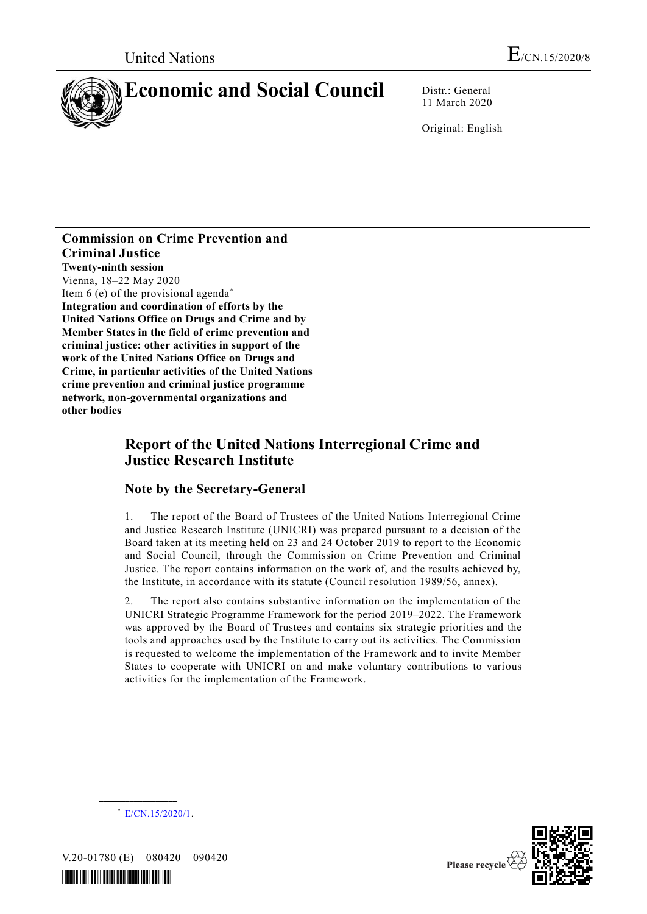United Nations

# Economic and Social Council

E/CN.15/2020/8

Distr.: General
11 March 2020

Original: English

**Commission on Crime Prevention and Criminal Justice**
**Twenty-ninth session**
Vienna, 18–22 May 2020
Item 6 (e) of the provisional agenda*
**Integration and coordination of efforts by the United Nations Office on Drugs and Crime and by Member States in the field of crime prevention and criminal justice: other activities in support of the work of the United Nations Office on Drugs and Crime, in particular activities of the United Nations crime prevention and criminal justice programme network, non-governmental organizations and other bodies**

## Report of the United Nations Interregional Crime and Justice Research Institute

### Note by the Secretary-General

1. The report of the Board of Trustees of the United Nations Interregional Crime and Justice Research Institute (UNICRI) was prepared pursuant to a decision of the Board taken at its meeting held on 23 and 24 October 2019 to report to the Economic and Social Council, through the Commission on Crime Prevention and Criminal Justice. The report contains information on the work of, and the results achieved by, the Institute, in accordance with its statute (Council resolution 1989/56, annex).

2. The report also contains substantive information on the implementation of the UNICRI Strategic Programme Framework for the period 2019–2022. The Framework was approved by the Board of Trustees and contains six strategic priorities and the tools and approaches used by the Institute to carry out its activities. The Commission is requested to welcome the implementation of the Framework and to invite Member States to cooperate with UNICRI on and make voluntary contributions to various activities for the implementation of the Framework.

* E/CN.15/2020/1.

V.20-01780 (E) 080420 090420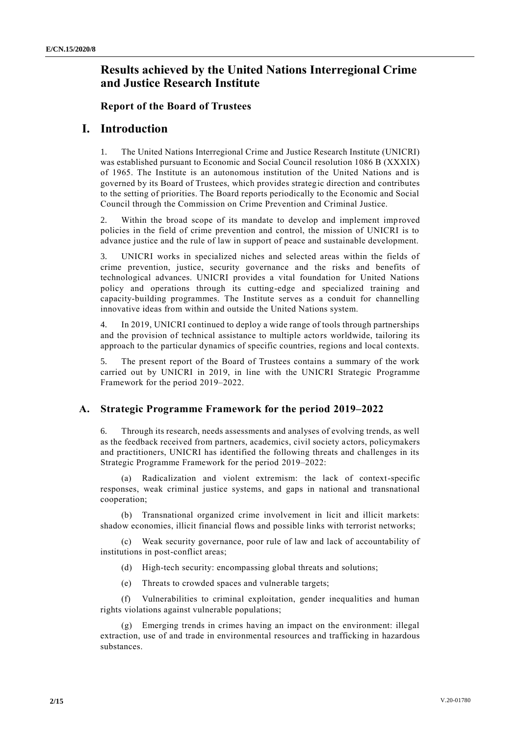# Results achieved by the United Nations Interregional Crime and Justice Research Institute

## Report of the Board of Trustees

# I. Introduction

1. The United Nations Interregional Crime and Justice Research Institute (UNICRI) was established pursuant to Economic and Social Council resolution 1086 B (XXXIX) of 1965. The Institute is an autonomous institution of the United Nations and is governed by its Board of Trustees, which provides strategic direction and contributes to the setting of priorities. The Board reports periodically to the Economic and Social Council through the Commission on Crime Prevention and Criminal Justice.

2. Within the broad scope of its mandate to develop and implement improved policies in the field of crime prevention and control, the mission of UNICRI is to advance justice and the rule of law in support of peace and sustainable development.

3. UNICRI works in specialized niches and selected areas within the fields of crime prevention, justice, security governance and the risks and benefits of technological advances. UNICRI provides a vital foundation for United Nations policy and operations through its cutting-edge and specialized training and capacity-building programmes. The Institute serves as a conduit for channelling innovative ideas from within and outside the United Nations system.

4. In 2019, UNICRI continued to deploy a wide range of tools through partnerships and the provision of technical assistance to multiple actors worldwide, tailoring its approach to the particular dynamics of specific countries, regions and local contexts.

5. The present report of the Board of Trustees contains a summary of the work carried out by UNICRI in 2019, in line with the UNICRI Strategic Programme Framework for the period 2019–2022.

## A. Strategic Programme Framework for the period 2019–2022

6. Through its research, needs assessments and analyses of evolving trends, as well as the feedback received from partners, academics, civil society actors, policymakers and practitioners, UNICRI has identified the following threats and challenges in its Strategic Programme Framework for the period 2019–2022:

(a) Radicalization and violent extremism: the lack of context-specific responses, weak criminal justice systems, and gaps in national and transnational cooperation;

(b) Transnational organized crime involvement in licit and illicit markets: shadow economies, illicit financial flows and possible links with terrorist networks;

(c) Weak security governance, poor rule of law and lack of accountability of institutions in post-conflict areas;

(d) High-tech security: encompassing global threats and solutions;

(e) Threats to crowded spaces and vulnerable targets;

(f) Vulnerabilities to criminal exploitation, gender inequalities and human rights violations against vulnerable populations;

(g) Emerging trends in crimes having an impact on the environment: illegal extraction, use of and trade in environmental resources and trafficking in hazardous substances.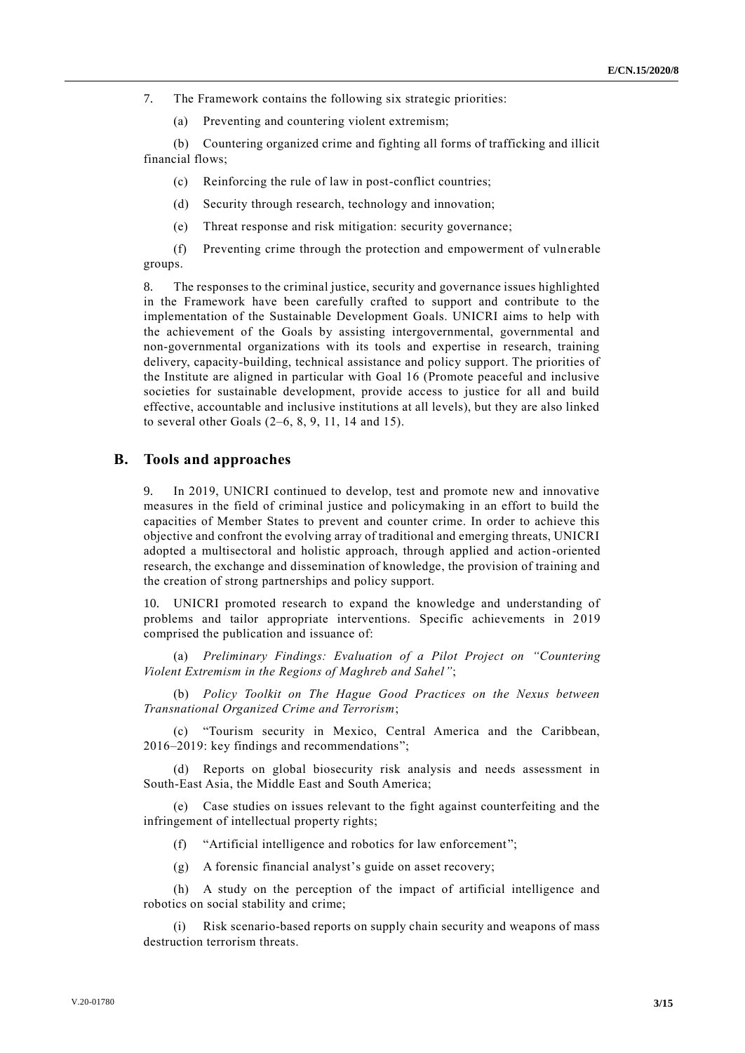7. The Framework contains the following six strategic priorities:

(a) Preventing and countering violent extremism;

(b) Countering organized crime and fighting all forms of trafficking and illicit financial flows;

(c) Reinforcing the rule of law in post-conflict countries;

(d) Security through research, technology and innovation;

(e) Threat response and risk mitigation: security governance;

(f) Preventing crime through the protection and empowerment of vulnerable groups.

8. The responses to the criminal justice, security and governance issues highlighted in the Framework have been carefully crafted to support and contribute to the implementation of the Sustainable Development Goals. UNICRI aims to help with the achievement of the Goals by assisting intergovernmental, governmental and non-governmental organizations with its tools and expertise in research, training delivery, capacity-building, technical assistance and policy support. The priorities of the Institute are aligned in particular with Goal 16 (Promote peaceful and inclusive societies for sustainable development, provide access to justice for all and build effective, accountable and inclusive institutions at all levels), but they are also linked to several other Goals (2–6, 8, 9, 11, 14 and 15).

## B. Tools and approaches

9. In 2019, UNICRI continued to develop, test and promote new and innovative measures in the field of criminal justice and policymaking in an effort to build the capacities of Member States to prevent and counter crime. In order to achieve this objective and confront the evolving array of traditional and emerging threats, UNICRI adopted a multisectoral and holistic approach, through applied and action-oriented research, the exchange and dissemination of knowledge, the provision of training and the creation of strong partnerships and policy support.

10. UNICRI promoted research to expand the knowledge and understanding of problems and tailor appropriate interventions. Specific achievements in 2019 comprised the publication and issuance of:

(a) *Preliminary Findings: Evaluation of a Pilot Project on "Countering Violent Extremism in the Regions of Maghreb and Sahel"*;

(b) *Policy Toolkit on The Hague Good Practices on the Nexus between Transnational Organized Crime and Terrorism*;

(c) "Tourism security in Mexico, Central America and the Caribbean, 2016–2019: key findings and recommendations";

(d) Reports on global biosecurity risk analysis and needs assessment in South-East Asia, the Middle East and South America;

(e) Case studies on issues relevant to the fight against counterfeiting and the infringement of intellectual property rights;

(f) "Artificial intelligence and robotics for law enforcement";

(g) A forensic financial analyst's guide on asset recovery;

(h) A study on the perception of the impact of artificial intelligence and robotics on social stability and crime;

(i) Risk scenario-based reports on supply chain security and weapons of mass destruction terrorism threats.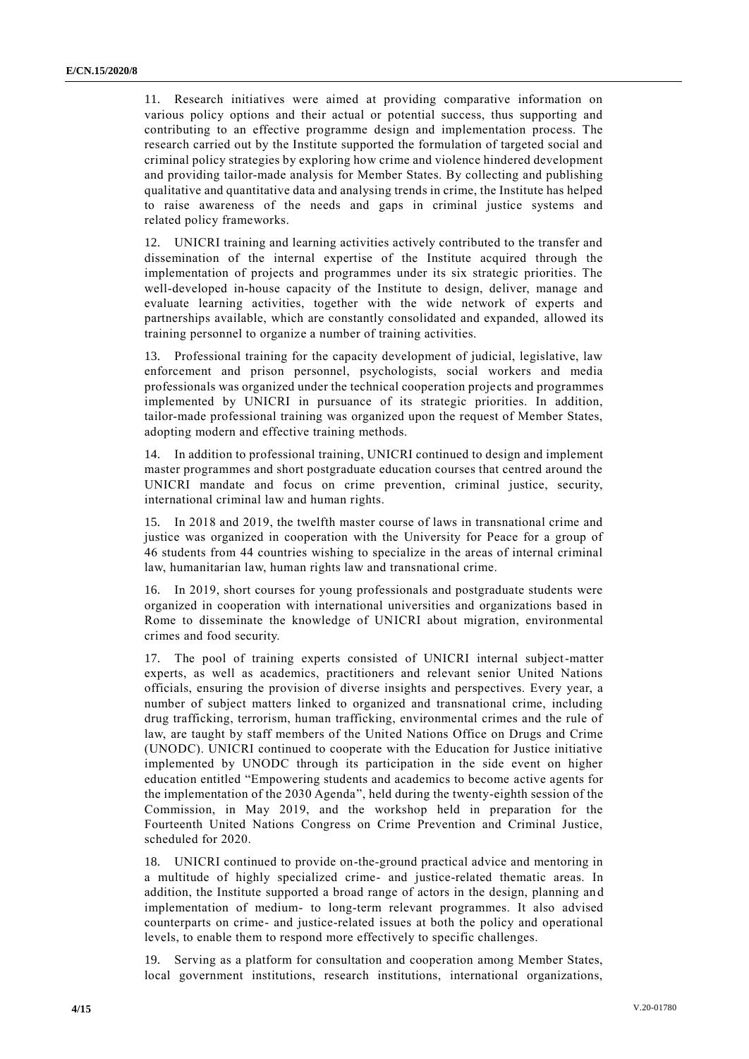11. Research initiatives were aimed at providing comparative information on various policy options and their actual or potential success, thus supporting and contributing to an effective programme design and implementation process. The research carried out by the Institute supported the formulation of targeted social and criminal policy strategies by exploring how crime and violence hindered development and providing tailor-made analysis for Member States. By collecting and publishing qualitative and quantitative data and analysing trends in crime, the Institute has helped to raise awareness of the needs and gaps in criminal justice systems and related policy frameworks.

12. UNICRI training and learning activities actively contributed to the transfer and dissemination of the internal expertise of the Institute acquired through the implementation of projects and programmes under its six strategic priorities. The well-developed in-house capacity of the Institute to design, deliver, manage and evaluate learning activities, together with the wide network of experts and partnerships available, which are constantly consolidated and expanded, allowed its training personnel to organize a number of training activities.

13. Professional training for the capacity development of judicial, legislative, law enforcement and prison personnel, psychologists, social workers and media professionals was organized under the technical cooperation projects and programmes implemented by UNICRI in pursuance of its strategic priorities. In addition, tailor-made professional training was organized upon the request of Member States, adopting modern and effective training methods.

14. In addition to professional training, UNICRI continued to design and implement master programmes and short postgraduate education courses that centred around the UNICRI mandate and focus on crime prevention, criminal justice, security, international criminal law and human rights.

15. In 2018 and 2019, the twelfth master course of laws in transnational crime and justice was organized in cooperation with the University for Peace for a group of 46 students from 44 countries wishing to specialize in the areas of internal criminal law, humanitarian law, human rights law and transnational crime.

16. In 2019, short courses for young professionals and postgraduate students were organized in cooperation with international universities and organizations based in Rome to disseminate the knowledge of UNICRI about migration, environmental crimes and food security.

17. The pool of training experts consisted of UNICRI internal subject-matter experts, as well as academics, practitioners and relevant senior United Nations officials, ensuring the provision of diverse insights and perspectives. Every year, a number of subject matters linked to organized and transnational crime, including drug trafficking, terrorism, human trafficking, environmental crimes and the rule of law, are taught by staff members of the United Nations Office on Drugs and Crime (UNODC). UNICRI continued to cooperate with the Education for Justice initiative implemented by UNODC through its participation in the side event on higher education entitled "Empowering students and academics to become active agents for the implementation of the 2030 Agenda", held during the twenty-eighth session of the Commission, in May 2019, and the workshop held in preparation for the Fourteenth United Nations Congress on Crime Prevention and Criminal Justice, scheduled for 2020.

18. UNICRI continued to provide on-the-ground practical advice and mentoring in a multitude of highly specialized crime- and justice-related thematic areas. In addition, the Institute supported a broad range of actors in the design, planning and implementation of medium- to long-term relevant programmes. It also advised counterparts on crime- and justice-related issues at both the policy and operational levels, to enable them to respond more effectively to specific challenges.

19. Serving as a platform for consultation and cooperation among Member States, local government institutions, research institutions, international organizations,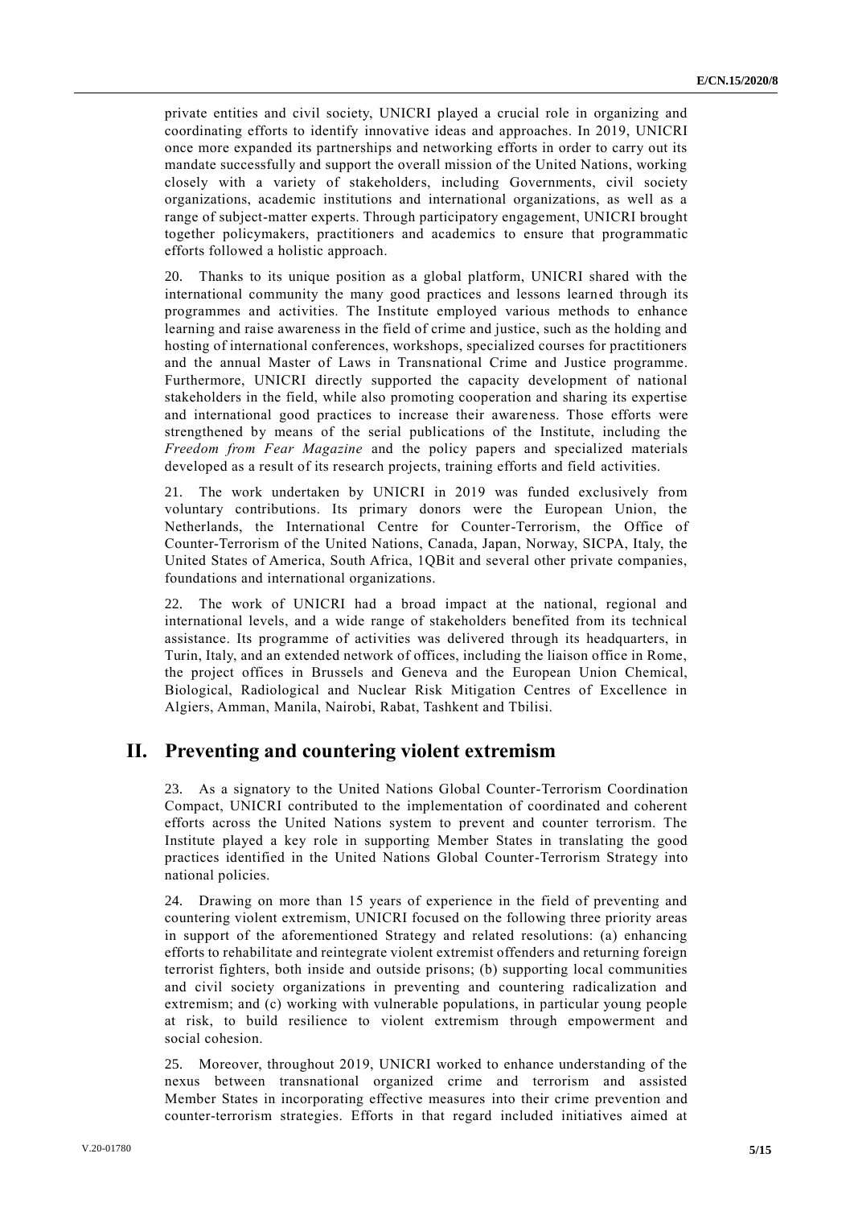private entities and civil society, UNICRI played a crucial role in organizing and coordinating efforts to identify innovative ideas and approaches. In 2019, UNICRI once more expanded its partnerships and networking efforts in order to carry out its mandate successfully and support the overall mission of the United Nations, working closely with a variety of stakeholders, including Governments, civil society organizations, academic institutions and international organizations, as well as a range of subject-matter experts. Through participatory engagement, UNICRI brought together policymakers, practitioners and academics to ensure that programmatic efforts followed a holistic approach.

20. Thanks to its unique position as a global platform, UNICRI shared with the international community the many good practices and lessons learned through its programmes and activities. The Institute employed various methods to enhance learning and raise awareness in the field of crime and justice, such as the holding and hosting of international conferences, workshops, specialized courses for practitioners and the annual Master of Laws in Transnational Crime and Justice programme. Furthermore, UNICRI directly supported the capacity development of national stakeholders in the field, while also promoting cooperation and sharing its expertise and international good practices to increase their awareness. Those efforts were strengthened by means of the serial publications of the Institute, including the *Freedom from Fear Magazine* and the policy papers and specialized materials developed as a result of its research projects, training efforts and field activities.

21. The work undertaken by UNICRI in 2019 was funded exclusively from voluntary contributions. Its primary donors were the European Union, the Netherlands, the International Centre for Counter-Terrorism, the Office of Counter-Terrorism of the United Nations, Canada, Japan, Norway, SICPA, Italy, the United States of America, South Africa, 1QBit and several other private companies, foundations and international organizations.

22. The work of UNICRI had a broad impact at the national, regional and international levels, and a wide range of stakeholders benefited from its technical assistance. Its programme of activities was delivered through its headquarters, in Turin, Italy, and an extended network of offices, including the liaison office in Rome, the project offices in Brussels and Geneva and the European Union Chemical, Biological, Radiological and Nuclear Risk Mitigation Centres of Excellence in Algiers, Amman, Manila, Nairobi, Rabat, Tashkent and Tbilisi.

## II. Preventing and countering violent extremism

23. As a signatory to the United Nations Global Counter-Terrorism Coordination Compact, UNICRI contributed to the implementation of coordinated and coherent efforts across the United Nations system to prevent and counter terrorism. The Institute played a key role in supporting Member States in translating the good practices identified in the United Nations Global Counter-Terrorism Strategy into national policies.

24. Drawing on more than 15 years of experience in the field of preventing and countering violent extremism, UNICRI focused on the following three priority areas in support of the aforementioned Strategy and related resolutions: (a) enhancing efforts to rehabilitate and reintegrate violent extremist offenders and returning foreign terrorist fighters, both inside and outside prisons; (b) supporting local communities and civil society organizations in preventing and countering radicalization and extremism; and (c) working with vulnerable populations, in particular young people at risk, to build resilience to violent extremism through empowerment and social cohesion.

25. Moreover, throughout 2019, UNICRI worked to enhance understanding of the nexus between transnational organized crime and terrorism and assisted Member States in incorporating effective measures into their crime prevention and counter-terrorism strategies. Efforts in that regard included initiatives aimed at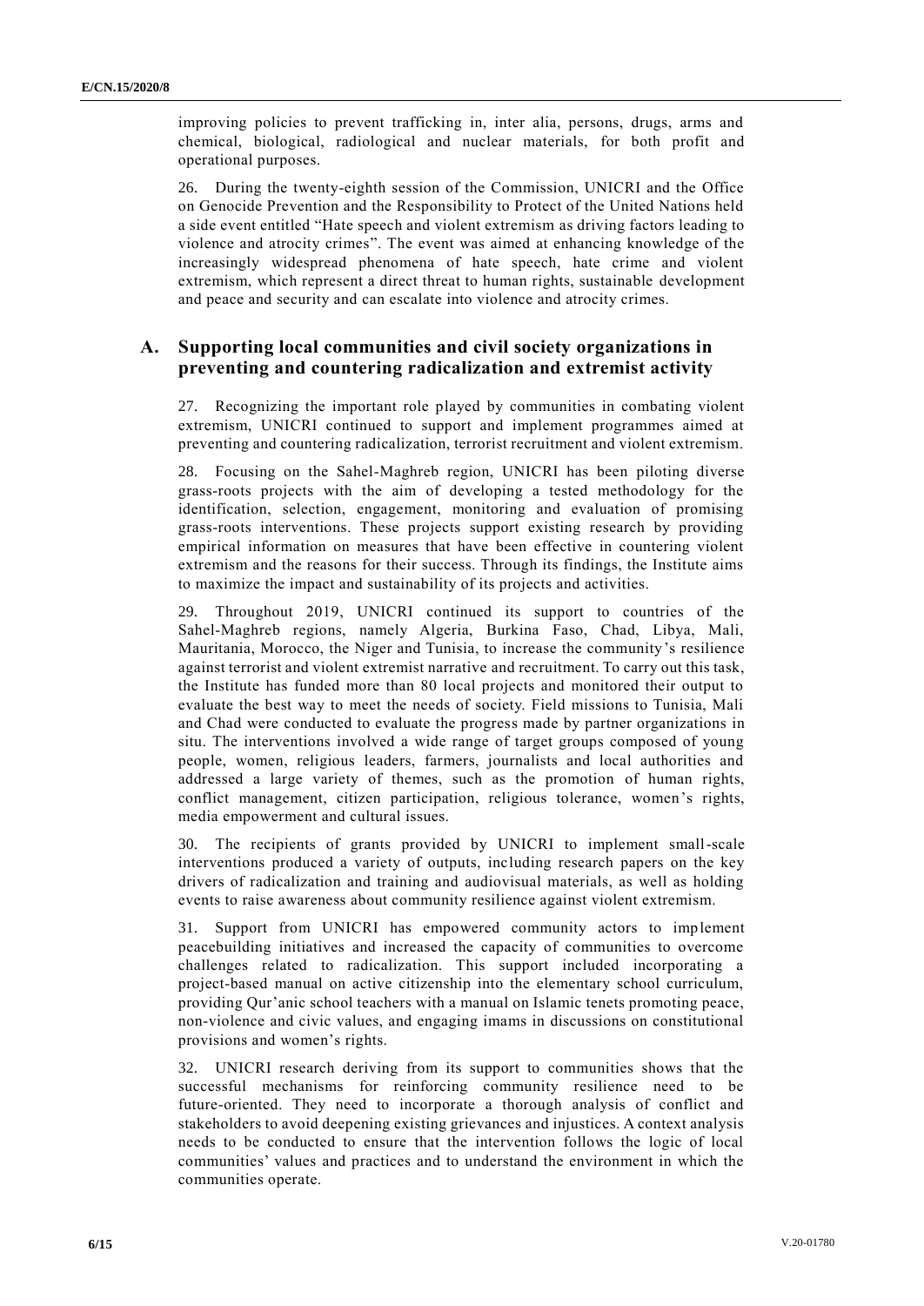improving policies to prevent trafficking in, inter alia, persons, drugs, arms and chemical, biological, radiological and nuclear materials, for both profit and operational purposes.

26. During the twenty-eighth session of the Commission, UNICRI and the Office on Genocide Prevention and the Responsibility to Protect of the United Nations held a side event entitled "Hate speech and violent extremism as driving factors leading to violence and atrocity crimes". The event was aimed at enhancing knowledge of the increasingly widespread phenomena of hate speech, hate crime and violent extremism, which represent a direct threat to human rights, sustainable development and peace and security and can escalate into violence and atrocity crimes.

## A. Supporting local communities and civil society organizations in preventing and countering radicalization and extremist activity

27. Recognizing the important role played by communities in combating violent extremism, UNICRI continued to support and implement programmes aimed at preventing and countering radicalization, terrorist recruitment and violent extremism.

28. Focusing on the Sahel-Maghreb region, UNICRI has been piloting diverse grass-roots projects with the aim of developing a tested methodology for the identification, selection, engagement, monitoring and evaluation of promising grass-roots interventions. These projects support existing research by providing empirical information on measures that have been effective in countering violent extremism and the reasons for their success. Through its findings, the Institute aims to maximize the impact and sustainability of its projects and activities.

29. Throughout 2019, UNICRI continued its support to countries of the Sahel-Maghreb regions, namely Algeria, Burkina Faso, Chad, Libya, Mali, Mauritania, Morocco, the Niger and Tunisia, to increase the community's resilience against terrorist and violent extremist narrative and recruitment. To carry out this task, the Institute has funded more than 80 local projects and monitored their output to evaluate the best way to meet the needs of society. Field missions to Tunisia, Mali and Chad were conducted to evaluate the progress made by partner organizations in situ. The interventions involved a wide range of target groups composed of young people, women, religious leaders, farmers, journalists and local authorities and addressed a large variety of themes, such as the promotion of human rights, conflict management, citizen participation, religious tolerance, women's rights, media empowerment and cultural issues.

30. The recipients of grants provided by UNICRI to implement small-scale interventions produced a variety of outputs, including research papers on the key drivers of radicalization and training and audiovisual materials, as well as holding events to raise awareness about community resilience against violent extremism.

31. Support from UNICRI has empowered community actors to implement peacebuilding initiatives and increased the capacity of communities to overcome challenges related to radicalization. This support included incorporating a project-based manual on active citizenship into the elementary school curriculum, providing Qur'anic school teachers with a manual on Islamic tenets promoting peace, non-violence and civic values, and engaging imams in discussions on constitutional provisions and women's rights.

32. UNICRI research deriving from its support to communities shows that the successful mechanisms for reinforcing community resilience need to be future-oriented. They need to incorporate a thorough analysis of conflict and stakeholders to avoid deepening existing grievances and injustices. A context analysis needs to be conducted to ensure that the intervention follows the logic of local communities' values and practices and to understand the environment in which the communities operate.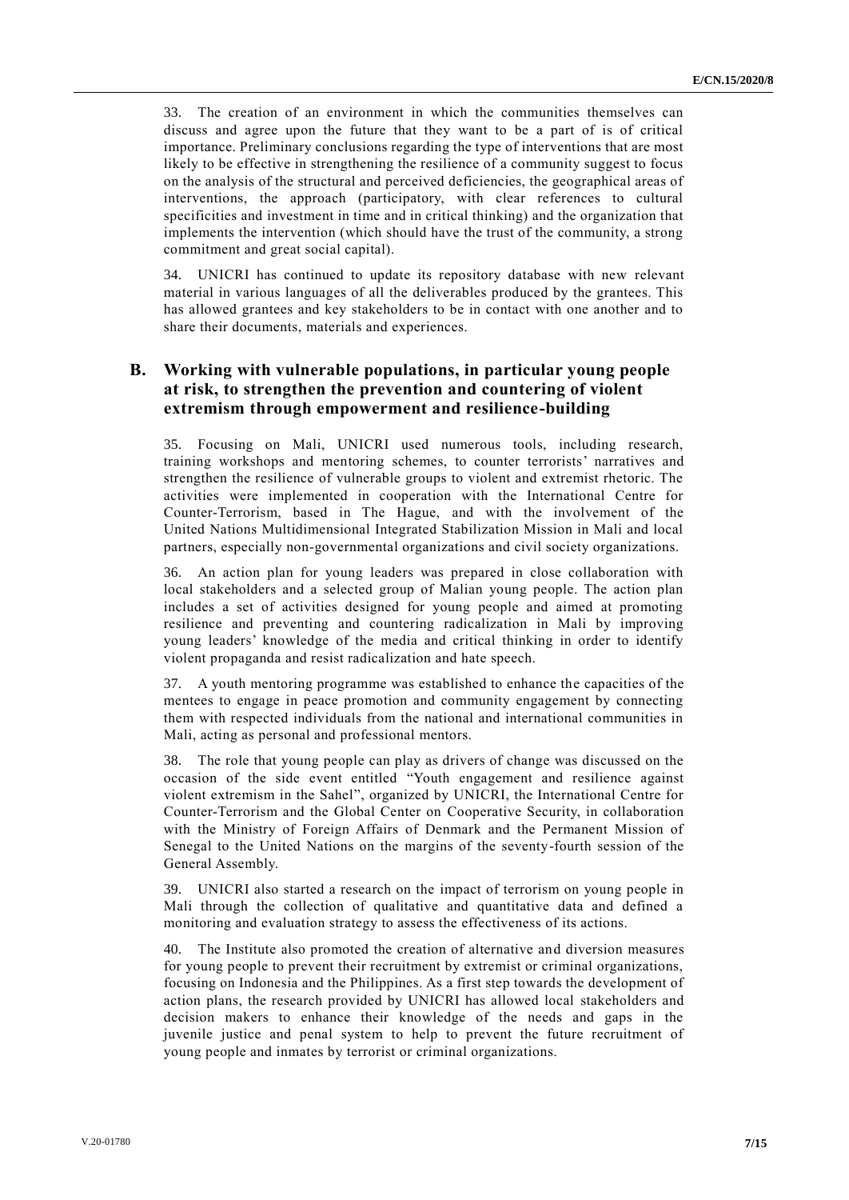33. The creation of an environment in which the communities themselves can discuss and agree upon the future that they want to be a part of is of critical importance. Preliminary conclusions regarding the type of interventions that are most likely to be effective in strengthening the resilience of a community suggest to focus on the analysis of the structural and perceived deficiencies, the geographical areas of interventions, the approach (participatory, with clear references to cultural specificities and investment in time and in critical thinking) and the organization that implements the intervention (which should have the trust of the community, a strong commitment and great social capital).

34. UNICRI has continued to update its repository database with new relevant material in various languages of all the deliverables produced by the grantees. This has allowed grantees and key stakeholders to be in contact with one another and to share their documents, materials and experiences.

## B. Working with vulnerable populations, in particular young people at risk, to strengthen the prevention and countering of violent extremism through empowerment and resilience-building

35. Focusing on Mali, UNICRI used numerous tools, including research, training workshops and mentoring schemes, to counter terrorists' narratives and strengthen the resilience of vulnerable groups to violent and extremist rhetoric. The activities were implemented in cooperation with the International Centre for Counter-Terrorism, based in The Hague, and with the involvement of the United Nations Multidimensional Integrated Stabilization Mission in Mali and local partners, especially non-governmental organizations and civil society organizations.

36. An action plan for young leaders was prepared in close collaboration with local stakeholders and a selected group of Malian young people. The action plan includes a set of activities designed for young people and aimed at promoting resilience and preventing and countering radicalization in Mali by improving young leaders' knowledge of the media and critical thinking in order to identify violent propaganda and resist radicalization and hate speech.

37. A youth mentoring programme was established to enhance the capacities of the mentees to engage in peace promotion and community engagement by connecting them with respected individuals from the national and international communities in Mali, acting as personal and professional mentors.

38. The role that young people can play as drivers of change was discussed on the occasion of the side event entitled "Youth engagement and resilience against violent extremism in the Sahel", organized by UNICRI, the International Centre for Counter-Terrorism and the Global Center on Cooperative Security, in collaboration with the Ministry of Foreign Affairs of Denmark and the Permanent Mission of Senegal to the United Nations on the margins of the seventy-fourth session of the General Assembly.

39. UNICRI also started a research on the impact of terrorism on young people in Mali through the collection of qualitative and quantitative data and defined a monitoring and evaluation strategy to assess the effectiveness of its actions.

40. The Institute also promoted the creation of alternative and diversion measures for young people to prevent their recruitment by extremist or criminal organizations, focusing on Indonesia and the Philippines. As a first step towards the development of action plans, the research provided by UNICRI has allowed local stakeholders and decision makers to enhance their knowledge of the needs and gaps in the juvenile justice and penal system to help to prevent the future recruitment of young people and inmates by terrorist or criminal organizations.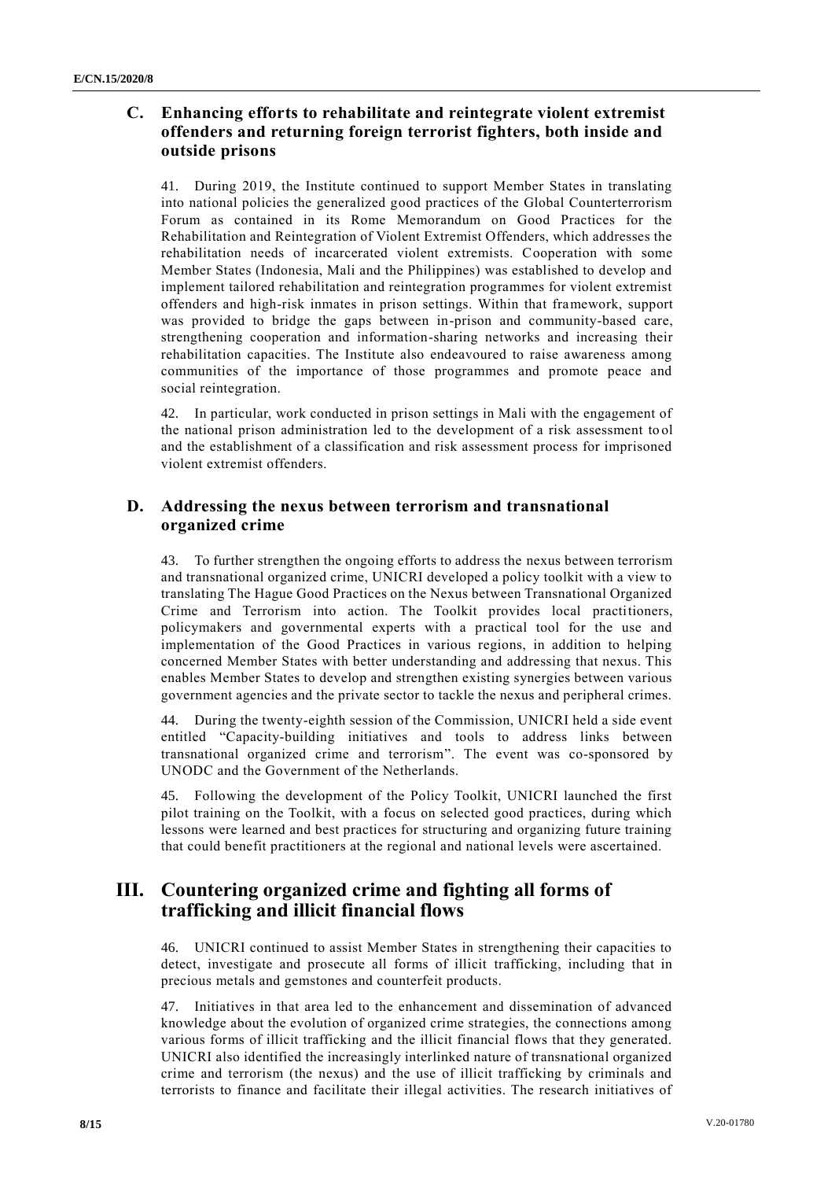## C. Enhancing efforts to rehabilitate and reintegrate violent extremist offenders and returning foreign terrorist fighters, both inside and outside prisons

41. During 2019, the Institute continued to support Member States in translating into national policies the generalized good practices of the Global Counterterrorism Forum as contained in its Rome Memorandum on Good Practices for the Rehabilitation and Reintegration of Violent Extremist Offenders, which addresses the rehabilitation needs of incarcerated violent extremists. Cooperation with some Member States (Indonesia, Mali and the Philippines) was established to develop and implement tailored rehabilitation and reintegration programmes for violent extremist offenders and high-risk inmates in prison settings. Within that framework, support was provided to bridge the gaps between in-prison and community-based care, strengthening cooperation and information-sharing networks and increasing their rehabilitation capacities. The Institute also endeavoured to raise awareness among communities of the importance of those programmes and promote peace and social reintegration.

42. In particular, work conducted in prison settings in Mali with the engagement of the national prison administration led to the development of a risk assessment tool and the establishment of a classification and risk assessment process for imprisoned violent extremist offenders.

## D. Addressing the nexus between terrorism and transnational organized crime

43. To further strengthen the ongoing efforts to address the nexus between terrorism and transnational organized crime, UNICRI developed a policy toolkit with a view to translating The Hague Good Practices on the Nexus between Transnational Organized Crime and Terrorism into action. The Toolkit provides local practitioners, policymakers and governmental experts with a practical tool for the use and implementation of the Good Practices in various regions, in addition to helping concerned Member States with better understanding and addressing that nexus. This enables Member States to develop and strengthen existing synergies between various government agencies and the private sector to tackle the nexus and peripheral crimes.

44. During the twenty-eighth session of the Commission, UNICRI held a side event entitled "Capacity-building initiatives and tools to address links between transnational organized crime and terrorism". The event was co-sponsored by UNODC and the Government of the Netherlands.

45. Following the development of the Policy Toolkit, UNICRI launched the first pilot training on the Toolkit, with a focus on selected good practices, during which lessons were learned and best practices for structuring and organizing future training that could benefit practitioners at the regional and national levels were ascertained.

# III. Countering organized crime and fighting all forms of trafficking and illicit financial flows

46. UNICRI continued to assist Member States in strengthening their capacities to detect, investigate and prosecute all forms of illicit trafficking, including that in precious metals and gemstones and counterfeit products.

47. Initiatives in that area led to the enhancement and dissemination of advanced knowledge about the evolution of organized crime strategies, the connections among various forms of illicit trafficking and the illicit financial flows that they generated. UNICRI also identified the increasingly interlinked nature of transnational organized crime and terrorism (the nexus) and the use of illicit trafficking by criminals and terrorists to finance and facilitate their illegal activities. The research initiatives of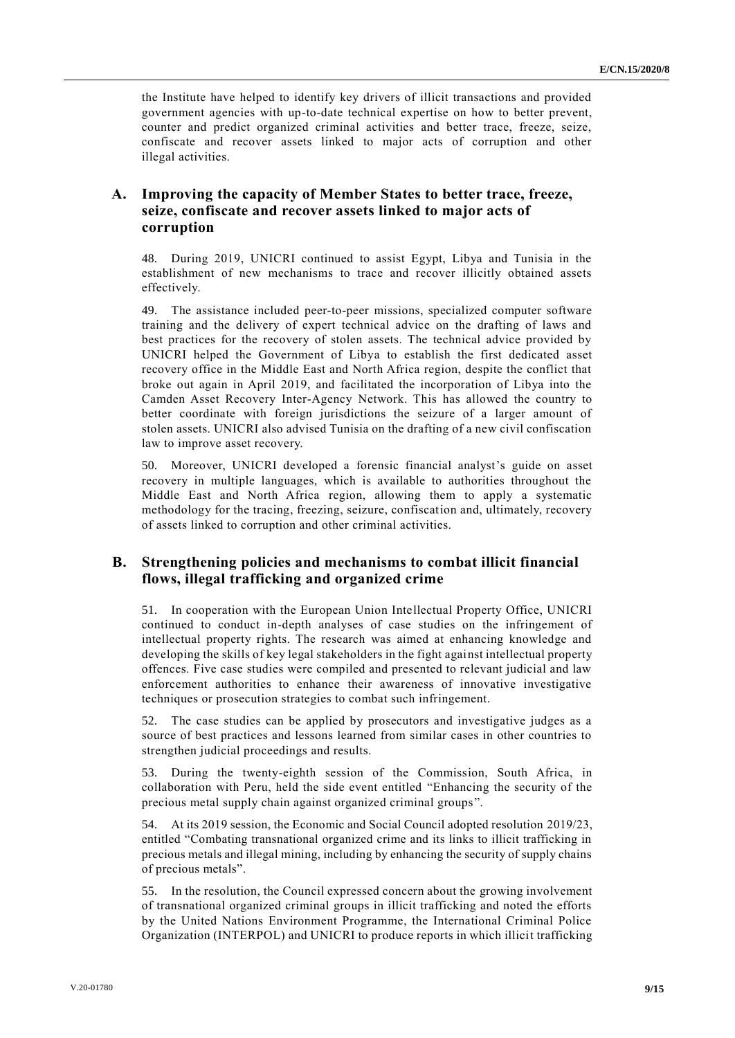the Institute have helped to identify key drivers of illicit transactions and provided government agencies with up-to-date technical expertise on how to better prevent, counter and predict organized criminal activities and better trace, freeze, seize, confiscate and recover assets linked to major acts of corruption and other illegal activities.

## A. Improving the capacity of Member States to better trace, freeze, seize, confiscate and recover assets linked to major acts of corruption

48. During 2019, UNICRI continued to assist Egypt, Libya and Tunisia in the establishment of new mechanisms to trace and recover illicitly obtained assets effectively.

49. The assistance included peer-to-peer missions, specialized computer software training and the delivery of expert technical advice on the drafting of laws and best practices for the recovery of stolen assets. The technical advice provided by UNICRI helped the Government of Libya to establish the first dedicated asset recovery office in the Middle East and North Africa region, despite the conflict that broke out again in April 2019, and facilitated the incorporation of Libya into the Camden Asset Recovery Inter-Agency Network. This has allowed the country to better coordinate with foreign jurisdictions the seizure of a larger amount of stolen assets. UNICRI also advised Tunisia on the drafting of a new civil confiscation law to improve asset recovery.

50. Moreover, UNICRI developed a forensic financial analyst's guide on asset recovery in multiple languages, which is available to authorities throughout the Middle East and North Africa region, allowing them to apply a systematic methodology for the tracing, freezing, seizure, confiscation and, ultimately, recovery of assets linked to corruption and other criminal activities.

## B. Strengthening policies and mechanisms to combat illicit financial flows, illegal trafficking and organized crime

51. In cooperation with the European Union Intellectual Property Office, UNICRI continued to conduct in-depth analyses of case studies on the infringement of intellectual property rights. The research was aimed at enhancing knowledge and developing the skills of key legal stakeholders in the fight against intellectual property offences. Five case studies were compiled and presented to relevant judicial and law enforcement authorities to enhance their awareness of innovative investigative techniques or prosecution strategies to combat such infringement.

52. The case studies can be applied by prosecutors and investigative judges as a source of best practices and lessons learned from similar cases in other countries to strengthen judicial proceedings and results.

53. During the twenty-eighth session of the Commission, South Africa, in collaboration with Peru, held the side event entitled "Enhancing the security of the precious metal supply chain against organized criminal groups".

54. At its 2019 session, the Economic and Social Council adopted resolution 2019/23, entitled "Combating transnational organized crime and its links to illicit trafficking in precious metals and illegal mining, including by enhancing the security of supply chains of precious metals".

55. In the resolution, the Council expressed concern about the growing involvement of transnational organized criminal groups in illicit trafficking and noted the efforts by the United Nations Environment Programme, the International Criminal Police Organization (INTERPOL) and UNICRI to produce reports in which illicit trafficking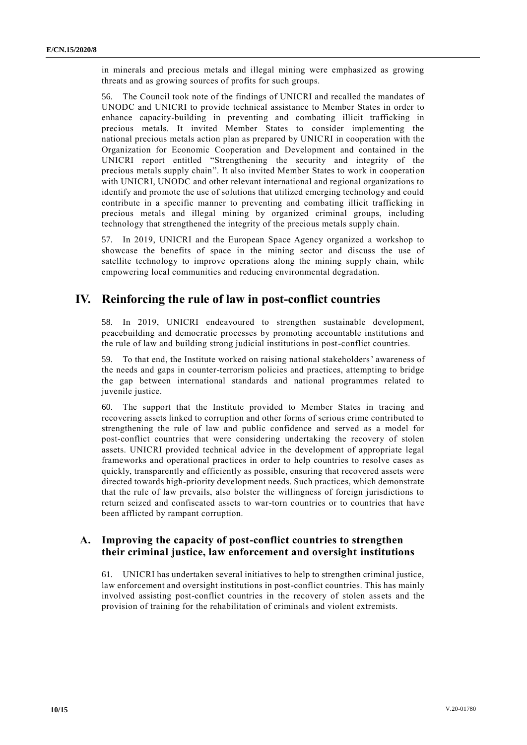in minerals and precious metals and illegal mining were emphasized as growing threats and as growing sources of profits for such groups.

56. The Council took note of the findings of UNICRI and recalled the mandates of UNODC and UNICRI to provide technical assistance to Member States in order to enhance capacity-building in preventing and combating illicit trafficking in precious metals. It invited Member States to consider implementing the national precious metals action plan as prepared by UNICRI in cooperation with the Organization for Economic Cooperation and Development and contained in the UNICRI report entitled "Strengthening the security and integrity of the precious metals supply chain". It also invited Member States to work in cooperation with UNICRI, UNODC and other relevant international and regional organizations to identify and promote the use of solutions that utilized emerging technology and could contribute in a specific manner to preventing and combating illicit trafficking in precious metals and illegal mining by organized criminal groups, including technology that strengthened the integrity of the precious metals supply chain.

57. In 2019, UNICRI and the European Space Agency organized a workshop to showcase the benefits of space in the mining sector and discuss the use of satellite technology to improve operations along the mining supply chain, while empowering local communities and reducing environmental degradation.

# IV. Reinforcing the rule of law in post-conflict countries

58. In 2019, UNICRI endeavoured to strengthen sustainable development, peacebuilding and democratic processes by promoting accountable institutions and the rule of law and building strong judicial institutions in post-conflict countries.

59. To that end, the Institute worked on raising national stakeholders' awareness of the needs and gaps in counter-terrorism policies and practices, attempting to bridge the gap between international standards and national programmes related to juvenile justice.

60. The support that the Institute provided to Member States in tracing and recovering assets linked to corruption and other forms of serious crime contributed to strengthening the rule of law and public confidence and served as a model for post-conflict countries that were considering undertaking the recovery of stolen assets. UNICRI provided technical advice in the development of appropriate legal frameworks and operational practices in order to help countries to resolve cases as quickly, transparently and efficiently as possible, ensuring that recovered assets were directed towards high-priority development needs. Such practices, which demonstrate that the rule of law prevails, also bolster the willingness of foreign jurisdictions to return seized and confiscated assets to war-torn countries or to countries that have been afflicted by rampant corruption.

## A. Improving the capacity of post-conflict countries to strengthen their criminal justice, law enforcement and oversight institutions

61. UNICRI has undertaken several initiatives to help to strengthen criminal justice, law enforcement and oversight institutions in post-conflict countries. This has mainly involved assisting post-conflict countries in the recovery of stolen assets and the provision of training for the rehabilitation of criminals and violent extremists.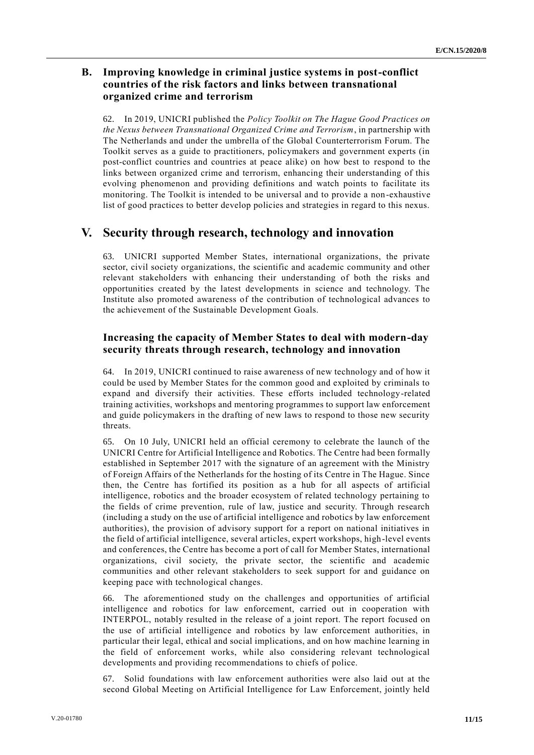## B. Improving knowledge in criminal justice systems in post-conflict countries of the risk factors and links between transnational organized crime and terrorism

62. In 2019, UNICRI published the *Policy Toolkit on The Hague Good Practices on the Nexus between Transnational Organized Crime and Terrorism*, in partnership with The Netherlands and under the umbrella of the Global Counterterrorism Forum. The Toolkit serves as a guide to practitioners, policymakers and government experts (in post-conflict countries and countries at peace alike) on how best to respond to the links between organized crime and terrorism, enhancing their understanding of this evolving phenomenon and providing definitions and watch points to facilitate its monitoring. The Toolkit is intended to be universal and to provide a non-exhaustive list of good practices to better develop policies and strategies in regard to this nexus.

# V. Security through research, technology and innovation

63. UNICRI supported Member States, international organizations, the private sector, civil society organizations, the scientific and academic community and other relevant stakeholders with enhancing their understanding of both the risks and opportunities created by the latest developments in science and technology. The Institute also promoted awareness of the contribution of technological advances to the achievement of the Sustainable Development Goals.

## Increasing the capacity of Member States to deal with modern-day security threats through research, technology and innovation

64. In 2019, UNICRI continued to raise awareness of new technology and of how it could be used by Member States for the common good and exploited by criminals to expand and diversify their activities. These efforts included technology-related training activities, workshops and mentoring programmes to support law enforcement and guide policymakers in the drafting of new laws to respond to those new security threats.

65. On 10 July, UNICRI held an official ceremony to celebrate the launch of the UNICRI Centre for Artificial Intelligence and Robotics. The Centre had been formally established in September 2017 with the signature of an agreement with the Ministry of Foreign Affairs of the Netherlands for the hosting of its Centre in The Hague. Since then, the Centre has fortified its position as a hub for all aspects of artificial intelligence, robotics and the broader ecosystem of related technology pertaining to the fields of crime prevention, rule of law, justice and security. Through research (including a study on the use of artificial intelligence and robotics by law enforcement authorities), the provision of advisory support for a report on national initiatives in the field of artificial intelligence, several articles, expert workshops, high-level events and conferences, the Centre has become a port of call for Member States, international organizations, civil society, the private sector, the scientific and academic communities and other relevant stakeholders to seek support for and guidance on keeping pace with technological changes.

66. The aforementioned study on the challenges and opportunities of artificial intelligence and robotics for law enforcement, carried out in cooperation with INTERPOL, notably resulted in the release of a joint report. The report focused on the use of artificial intelligence and robotics by law enforcement authorities, in particular their legal, ethical and social implications, and on how machine learning in the field of enforcement works, while also considering relevant technological developments and providing recommendations to chiefs of police.

67. Solid foundations with law enforcement authorities were also laid out at the second Global Meeting on Artificial Intelligence for Law Enforcement, jointly held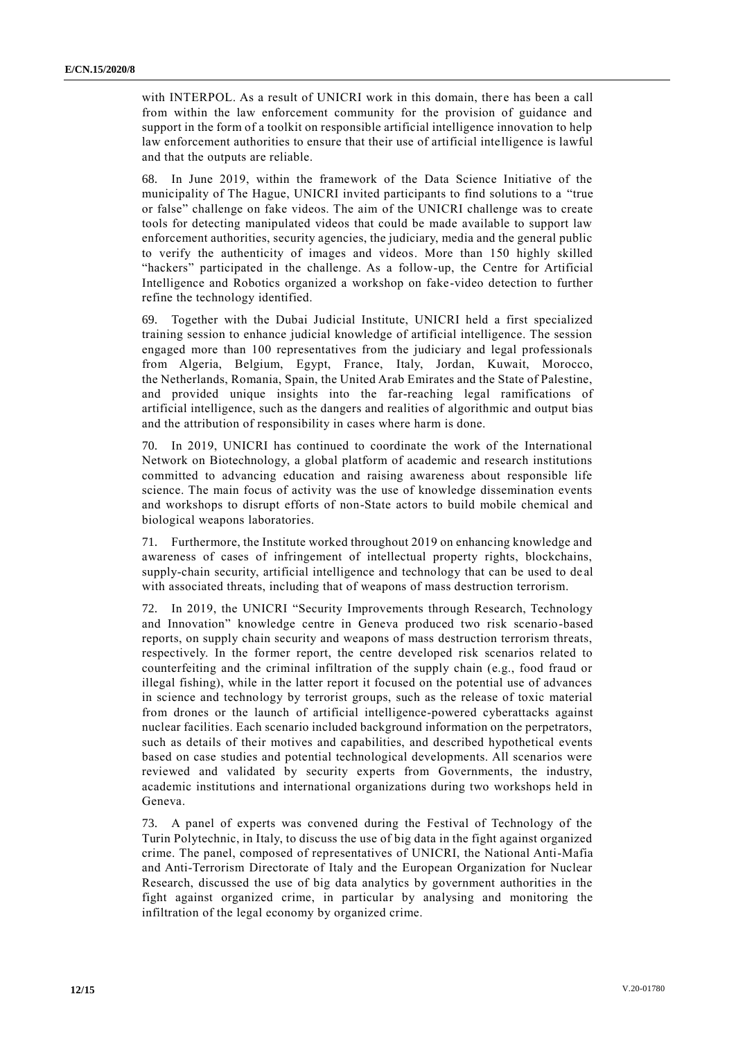with INTERPOL. As a result of UNICRI work in this domain, there has been a call from within the law enforcement community for the provision of guidance and support in the form of a toolkit on responsible artificial intelligence innovation to help law enforcement authorities to ensure that their use of artificial intelligence is lawful and that the outputs are reliable.

68. In June 2019, within the framework of the Data Science Initiative of the municipality of The Hague, UNICRI invited participants to find solutions to a "true or false" challenge on fake videos. The aim of the UNICRI challenge was to create tools for detecting manipulated videos that could be made available to support law enforcement authorities, security agencies, the judiciary, media and the general public to verify the authenticity of images and videos. More than 150 highly skilled "hackers" participated in the challenge. As a follow-up, the Centre for Artificial Intelligence and Robotics organized a workshop on fake-video detection to further refine the technology identified.

69. Together with the Dubai Judicial Institute, UNICRI held a first specialized training session to enhance judicial knowledge of artificial intelligence. The session engaged more than 100 representatives from the judiciary and legal professionals from Algeria, Belgium, Egypt, France, Italy, Jordan, Kuwait, Morocco, the Netherlands, Romania, Spain, the United Arab Emirates and the State of Palestine, and provided unique insights into the far-reaching legal ramifications of artificial intelligence, such as the dangers and realities of algorithmic and output bias and the attribution of responsibility in cases where harm is done.

70. In 2019, UNICRI has continued to coordinate the work of the International Network on Biotechnology, a global platform of academic and research institutions committed to advancing education and raising awareness about responsible life science. The main focus of activity was the use of knowledge dissemination events and workshops to disrupt efforts of non-State actors to build mobile chemical and biological weapons laboratories.

71. Furthermore, the Institute worked throughout 2019 on enhancing knowledge and awareness of cases of infringement of intellectual property rights, blockchains, supply-chain security, artificial intelligence and technology that can be used to deal with associated threats, including that of weapons of mass destruction terrorism.

72. In 2019, the UNICRI "Security Improvements through Research, Technology and Innovation" knowledge centre in Geneva produced two risk scenario-based reports, on supply chain security and weapons of mass destruction terrorism threats, respectively. In the former report, the centre developed risk scenarios related to counterfeiting and the criminal infiltration of the supply chain (e.g., food fraud or illegal fishing), while in the latter report it focused on the potential use of advances in science and technology by terrorist groups, such as the release of toxic material from drones or the launch of artificial intelligence-powered cyberattacks against nuclear facilities. Each scenario included background information on the perpetrators, such as details of their motives and capabilities, and described hypothetical events based on case studies and potential technological developments. All scenarios were reviewed and validated by security experts from Governments, the industry, academic institutions and international organizations during two workshops held in Geneva.

73. A panel of experts was convened during the Festival of Technology of the Turin Polytechnic, in Italy, to discuss the use of big data in the fight against organized crime. The panel, composed of representatives of UNICRI, the National Anti-Mafia and Anti-Terrorism Directorate of Italy and the European Organization for Nuclear Research, discussed the use of big data analytics by government authorities in the fight against organized crime, in particular by analysing and monitoring the infiltration of the legal economy by organized crime.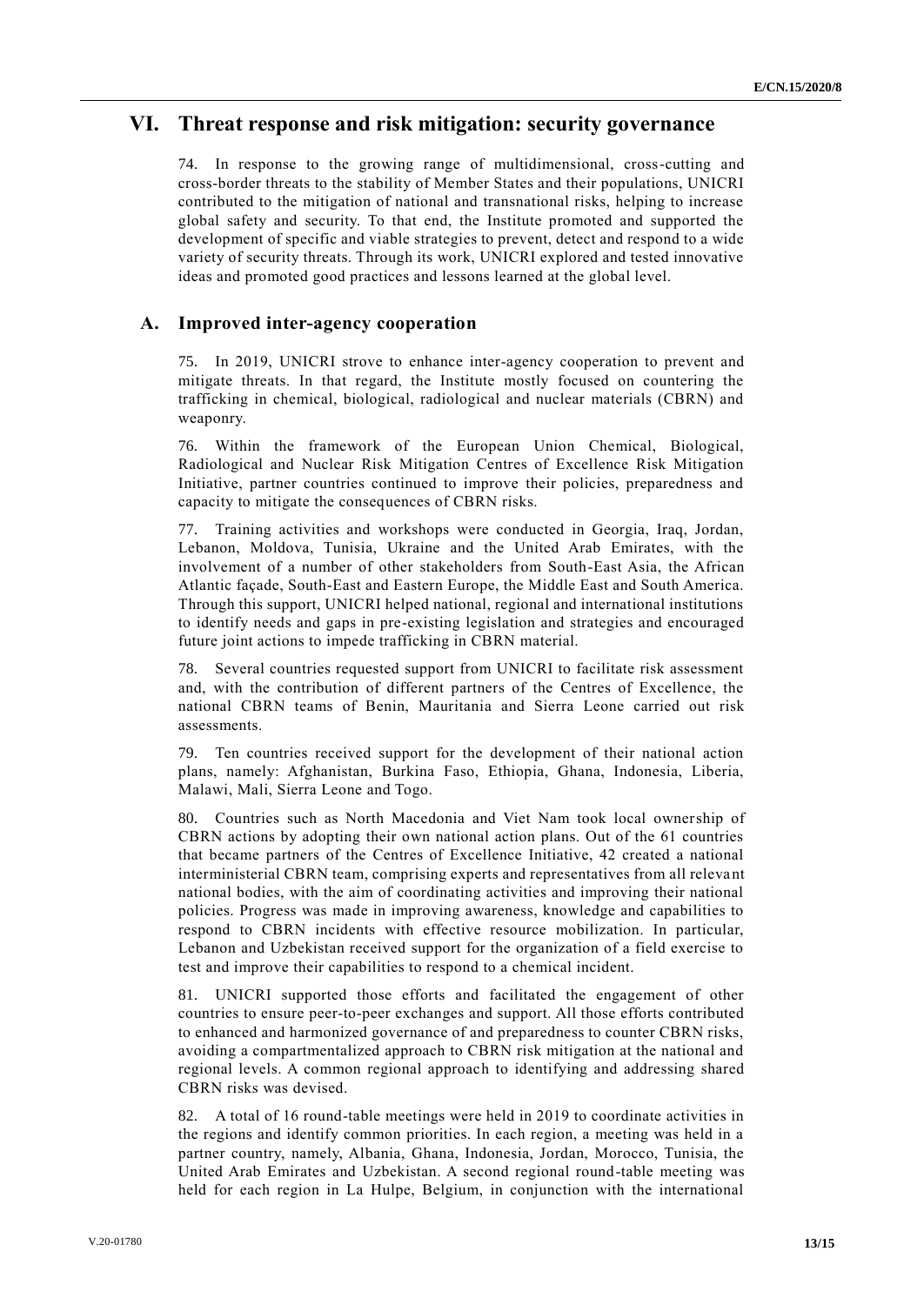## VI. Threat response and risk mitigation: security governance

74. In response to the growing range of multidimensional, cross-cutting and cross-border threats to the stability of Member States and their populations, UNICRI contributed to the mitigation of national and transnational risks, helping to increase global safety and security. To that end, the Institute promoted and supported the development of specific and viable strategies to prevent, detect and respond to a wide variety of security threats. Through its work, UNICRI explored and tested innovative ideas and promoted good practices and lessons learned at the global level.

### A. Improved inter-agency cooperation

75. In 2019, UNICRI strove to enhance inter-agency cooperation to prevent and mitigate threats. In that regard, the Institute mostly focused on countering the trafficking in chemical, biological, radiological and nuclear materials (CBRN) and weaponry.

76. Within the framework of the European Union Chemical, Biological, Radiological and Nuclear Risk Mitigation Centres of Excellence Risk Mitigation Initiative, partner countries continued to improve their policies, preparedness and capacity to mitigate the consequences of CBRN risks.

77. Training activities and workshops were conducted in Georgia, Iraq, Jordan, Lebanon, Moldova, Tunisia, Ukraine and the United Arab Emirates, with the involvement of a number of other stakeholders from South-East Asia, the African Atlantic façade, South-East and Eastern Europe, the Middle East and South America. Through this support, UNICRI helped national, regional and international institutions to identify needs and gaps in pre-existing legislation and strategies and encouraged future joint actions to impede trafficking in CBRN material.

78. Several countries requested support from UNICRI to facilitate risk assessment and, with the contribution of different partners of the Centres of Excellence, the national CBRN teams of Benin, Mauritania and Sierra Leone carried out risk assessments.

79. Ten countries received support for the development of their national action plans, namely: Afghanistan, Burkina Faso, Ethiopia, Ghana, Indonesia, Liberia, Malawi, Mali, Sierra Leone and Togo.

80. Countries such as North Macedonia and Viet Nam took local ownership of CBRN actions by adopting their own national action plans. Out of the 61 countries that became partners of the Centres of Excellence Initiative, 42 created a national interministerial CBRN team, comprising experts and representatives from all relevant national bodies, with the aim of coordinating activities and improving their national policies. Progress was made in improving awareness, knowledge and capabilities to respond to CBRN incidents with effective resource mobilization. In particular, Lebanon and Uzbekistan received support for the organization of a field exercise to test and improve their capabilities to respond to a chemical incident.

81. UNICRI supported those efforts and facilitated the engagement of other countries to ensure peer-to-peer exchanges and support. All those efforts contributed to enhanced and harmonized governance of and preparedness to counter CBRN risks, avoiding a compartmentalized approach to CBRN risk mitigation at the national and regional levels. A common regional approach to identifying and addressing shared CBRN risks was devised.

82. A total of 16 round-table meetings were held in 2019 to coordinate activities in the regions and identify common priorities. In each region, a meeting was held in a partner country, namely, Albania, Ghana, Indonesia, Jordan, Morocco, Tunisia, the United Arab Emirates and Uzbekistan. A second regional round-table meeting was held for each region in La Hulpe, Belgium, in conjunction with the international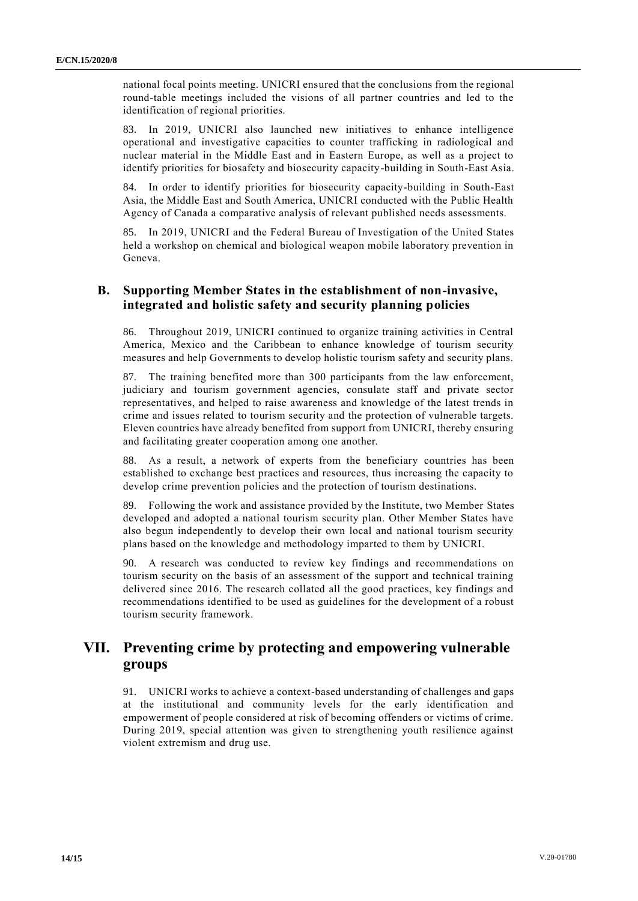national focal points meeting. UNICRI ensured that the conclusions from the regional round-table meetings included the visions of all partner countries and led to the identification of regional priorities.

83. In 2019, UNICRI also launched new initiatives to enhance intelligence operational and investigative capacities to counter trafficking in radiological and nuclear material in the Middle East and in Eastern Europe, as well as a project to identify priorities for biosafety and biosecurity capacity-building in South-East Asia.

84. In order to identify priorities for biosecurity capacity-building in South-East Asia, the Middle East and South America, UNICRI conducted with the Public Health Agency of Canada a comparative analysis of relevant published needs assessments.

85. In 2019, UNICRI and the Federal Bureau of Investigation of the United States held a workshop on chemical and biological weapon mobile laboratory prevention in Geneva.

### B. Supporting Member States in the establishment of non-invasive, integrated and holistic safety and security planning policies

86. Throughout 2019, UNICRI continued to organize training activities in Central America, Mexico and the Caribbean to enhance knowledge of tourism security measures and help Governments to develop holistic tourism safety and security plans.

87. The training benefited more than 300 participants from the law enforcement, judiciary and tourism government agencies, consulate staff and private sector representatives, and helped to raise awareness and knowledge of the latest trends in crime and issues related to tourism security and the protection of vulnerable targets. Eleven countries have already benefited from support from UNICRI, thereby ensuring and facilitating greater cooperation among one another.

88. As a result, a network of experts from the beneficiary countries has been established to exchange best practices and resources, thus increasing the capacity to develop crime prevention policies and the protection of tourism destinations.

89. Following the work and assistance provided by the Institute, two Member States developed and adopted a national tourism security plan. Other Member States have also begun independently to develop their own local and national tourism security plans based on the knowledge and methodology imparted to them by UNICRI.

90. A research was conducted to review key findings and recommendations on tourism security on the basis of an assessment of the support and technical training delivered since 2016. The research collated all the good practices, key findings and recommendations identified to be used as guidelines for the development of a robust tourism security framework.

## VII. Preventing crime by protecting and empowering vulnerable groups

91. UNICRI works to achieve a context-based understanding of challenges and gaps at the institutional and community levels for the early identification and empowerment of people considered at risk of becoming offenders or victims of crime. During 2019, special attention was given to strengthening youth resilience against violent extremism and drug use.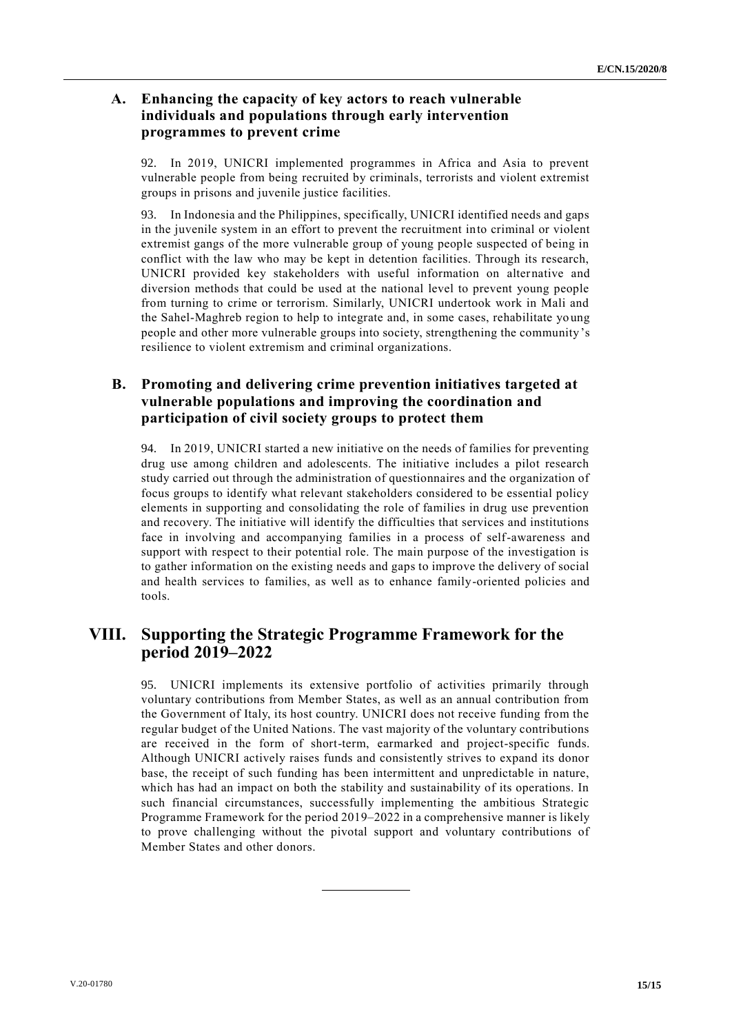### A. Enhancing the capacity of key actors to reach vulnerable individuals and populations through early intervention programmes to prevent crime

92. In 2019, UNICRI implemented programmes in Africa and Asia to prevent vulnerable people from being recruited by criminals, terrorists and violent extremist groups in prisons and juvenile justice facilities.

93. In Indonesia and the Philippines, specifically, UNICRI identified needs and gaps in the juvenile system in an effort to prevent the recruitment into criminal or violent extremist gangs of the more vulnerable group of young people suspected of being in conflict with the law who may be kept in detention facilities. Through its research, UNICRI provided key stakeholders with useful information on alternative and diversion methods that could be used at the national level to prevent young people from turning to crime or terrorism. Similarly, UNICRI undertook work in Mali and the Sahel-Maghreb region to help to integrate and, in some cases, rehabilitate young people and other more vulnerable groups into society, strengthening the community's resilience to violent extremism and criminal organizations.

### B. Promoting and delivering crime prevention initiatives targeted at vulnerable populations and improving the coordination and participation of civil society groups to protect them

94. In 2019, UNICRI started a new initiative on the needs of families for preventing drug use among children and adolescents. The initiative includes a pilot research study carried out through the administration of questionnaires and the organization of focus groups to identify what relevant stakeholders considered to be essential policy elements in supporting and consolidating the role of families in drug use prevention and recovery. The initiative will identify the difficulties that services and institutions face in involving and accompanying families in a process of self-awareness and support with respect to their potential role. The main purpose of the investigation is to gather information on the existing needs and gaps to improve the delivery of social and health services to families, as well as to enhance family-oriented policies and tools.

## VIII. Supporting the Strategic Programme Framework for the period 2019–2022

95. UNICRI implements its extensive portfolio of activities primarily through voluntary contributions from Member States, as well as an annual contribution from the Government of Italy, its host country. UNICRI does not receive funding from the regular budget of the United Nations. The vast majority of the voluntary contributions are received in the form of short-term, earmarked and project-specific funds. Although UNICRI actively raises funds and consistently strives to expand its donor base, the receipt of such funding has been intermittent and unpredictable in nature, which has had an impact on both the stability and sustainability of its operations. In such financial circumstances, successfully implementing the ambitious Strategic Programme Framework for the period 2019–2022 in a comprehensive manner is likely to prove challenging without the pivotal support and voluntary contributions of Member States and other donors.